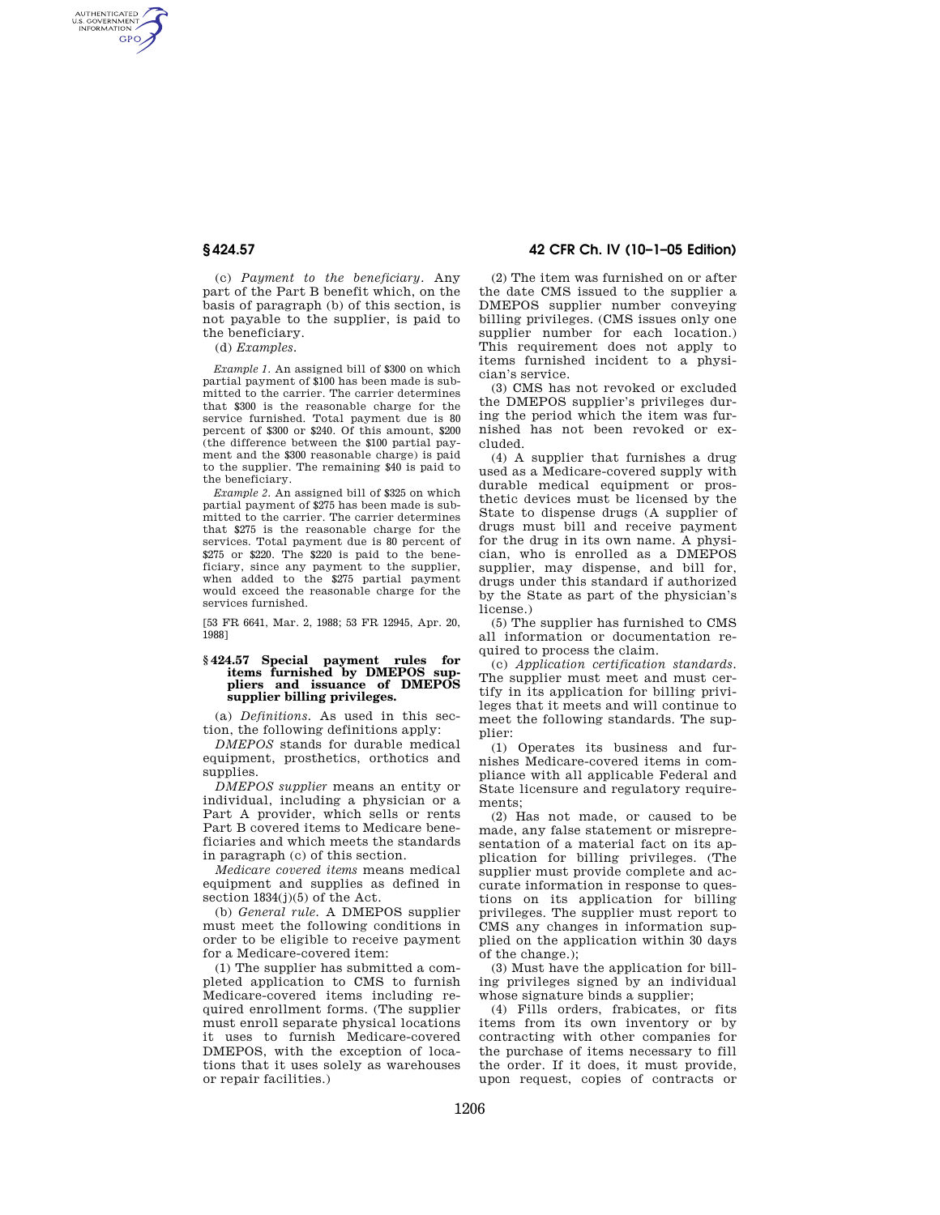(c) *Payment to the beneficiary.* Any part of the Part B benefit which, on the basis of paragraph (b) of this section, is not payable to the supplier, is paid to the beneficiary.

(d) *Examples.*

*Example 1.* An assigned bill of $300 on which partial payment of $100 has been made is submitted to the carrier. The carrier determines that $300 is the reasonable charge for the service furnished. Total payment due is 80 percent of $300 or $240. Of this amount, $200 (the difference between the $100 partial payment and the $300 reasonable charge) is paid to the supplier. The remaining $40 is paid to the beneficiary.

*Example 2.* An assigned bill of $325 on which partial payment of $275 has been made is submitted to the carrier. The carrier determines that $275 is the reasonable charge for the services. Total payment due is 80 percent of $275 or $220. The $220 is paid to the beneficiary, since any payment to the supplier, when added to the $275 partial payment would exceed the reasonable charge for the services furnished.

[53 FR 6641, Mar. 2, 1988; 53 FR 12945, Apr. 20, 1988]

## § 424.57 Special payment rules for items furnished by DMEPOS suppliers and issuance of DMEPOS supplier billing privileges.

(a) *Definitions.* As used in this section, the following definitions apply:

*DMEPOS* stands for durable medical equipment, prosthetics, orthotics and supplies.

*DMEPOS supplier* means an entity or individual, including a physician or a Part A provider, which sells or rents Part B covered items to Medicare beneficiaries and which meets the standards in paragraph (c) of this section.

*Medicare covered items* means medical equipment and supplies as defined in section 1834(j)(5) of the Act.

(b) *General rule.* A DMEPOS supplier must meet the following conditions in order to be eligible to receive payment for a Medicare-covered item:

(1) The supplier has submitted a completed application to CMS to furnish Medicare-covered items including required enrollment forms. (The supplier must enroll separate physical locations it uses to furnish Medicare-covered DMEPOS, with the exception of locations that it uses solely as warehouses or repair facilities.)

(2) The item was furnished on or after the date CMS issued to the supplier a DMEPOS supplier number conveying billing privileges. (CMS issues only one supplier number for each location.) This requirement does not apply to items furnished incident to a physician's service.

(3) CMS has not revoked or excluded the DMEPOS supplier's privileges during the period which the item was furnished has not been revoked or excluded.

(4) A supplier that furnishes a drug used as a Medicare-covered supply with durable medical equipment or prosthetic devices must be licensed by the State to dispense drugs (A supplier of drugs must bill and receive payment for the drug in its own name. A physician, who is enrolled as a DMEPOS supplier, may dispense, and bill for, drugs under this standard if authorized by the State as part of the physician's license.)

(5) The supplier has furnished to CMS all information or documentation required to process the claim.

(c) *Application certification standards.* The supplier must meet and must certify in its application for billing privileges that it meets and will continue to meet the following standards. The supplier:

(1) Operates its business and furnishes Medicare-covered items in compliance with all applicable Federal and State licensure and regulatory requirements;

(2) Has not made, or caused to be made, any false statement or misrepresentation of a material fact on its application for billing privileges. (The supplier must provide complete and accurate information in response to questions on its application for billing privileges. The supplier must report to CMS any changes in information supplied on the application within 30 days of the change.);

(3) Must have the application for billing privileges signed by an individual whose signature binds a supplier;

(4) Fills orders, frabicates, or fits items from its own inventory or by contracting with other companies for the purchase of items necessary to fill the order. If it does, it must provide, upon request, copies of contracts or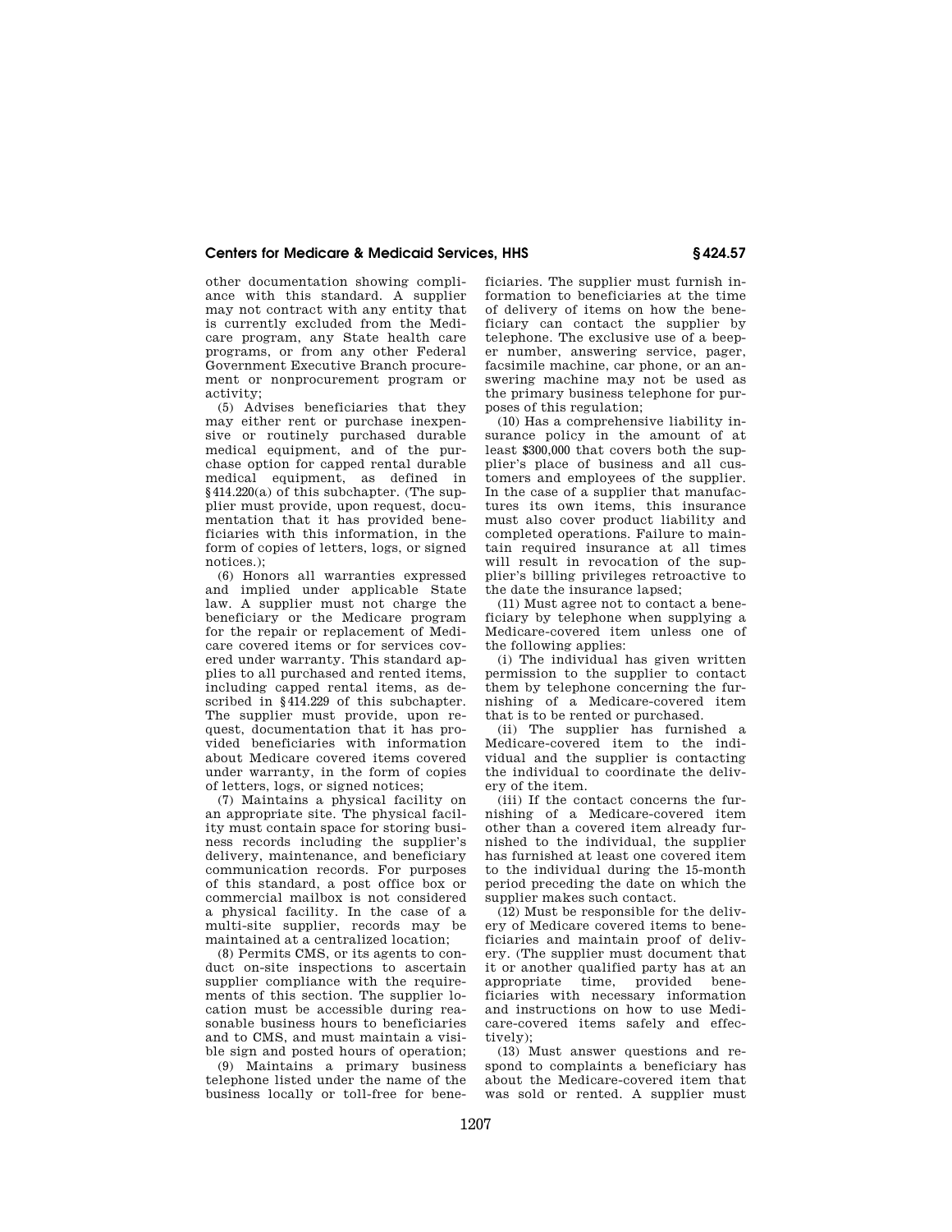other documentation showing compliance with this standard. A supplier may not contract with any entity that is currently excluded from the Medicare program, any State health care programs, or from any other Federal Government Executive Branch procurement or nonprocurement program or activity;

(5) Advises beneficiaries that they may either rent or purchase inexpensive or routinely purchased durable medical equipment, and of the purchase option for capped rental durable medical equipment, as defined in §414.220(a) of this subchapter. (The supplier must provide, upon request, documentation that it has provided beneficiaries with this information, in the form of copies of letters, logs, or signed notices.);

(6) Honors all warranties expressed and implied under applicable State law. A supplier must not charge the beneficiary or the Medicare program for the repair or replacement of Medicare covered items or for services covered under warranty. This standard applies to all purchased and rented items, including capped rental items, as described in §414.229 of this subchapter. The supplier must provide, upon request, documentation that it has provided beneficiaries with information about Medicare covered items covered under warranty, in the form of copies of letters, logs, or signed notices;

(7) Maintains a physical facility on an appropriate site. The physical facility must contain space for storing business records including the supplier's delivery, maintenance, and beneficiary communication records. For purposes of this standard, a post office box or commercial mailbox is not considered a physical facility. In the case of a multi-site supplier, records may be maintained at a centralized location;

(8) Permits CMS, or its agents to conduct on-site inspections to ascertain supplier compliance with the requirements of this section. The supplier location must be accessible during reasonable business hours to beneficiaries and to CMS, and must maintain a visible sign and posted hours of operation;

(9) Maintains a primary business telephone listed under the name of the business locally or toll-free for beneficiaries. The supplier must furnish information to beneficiaries at the time of delivery of items on how the beneficiary can contact the supplier by telephone. The exclusive use of a beeper number, answering service, pager, facsimile machine, car phone, or an answering machine may not be used as the primary business telephone for purposes of this regulation;

(10) Has a comprehensive liability insurance policy in the amount of at least $300,000 that covers both the supplier's place of business and all customers and employees of the supplier. In the case of a supplier that manufactures its own items, this insurance must also cover product liability and completed operations. Failure to maintain required insurance at all times will result in revocation of the supplier's billing privileges retroactive to the date the insurance lapsed;

(11) Must agree not to contact a beneficiary by telephone when supplying a Medicare-covered item unless one of the following applies:

(i) The individual has given written permission to the supplier to contact them by telephone concerning the furnishing of a Medicare-covered item that is to be rented or purchased.

(ii) The supplier has furnished a Medicare-covered item to the individual and the supplier is contacting the individual to coordinate the delivery of the item.

(iii) If the contact concerns the furnishing of a Medicare-covered item other than a covered item already furnished to the individual, the supplier has furnished at least one covered item to the individual during the 15-month period preceding the date on which the supplier makes such contact.

(12) Must be responsible for the delivery of Medicare covered items to beneficiaries and maintain proof of delivery. (The supplier must document that it or another qualified party has at an appropriate time, provided beneficiaries with necessary information and instructions on how to use Medicare-covered items safely and effectively);

(13) Must answer questions and respond to complaints a beneficiary has about the Medicare-covered item that was sold or rented. A supplier must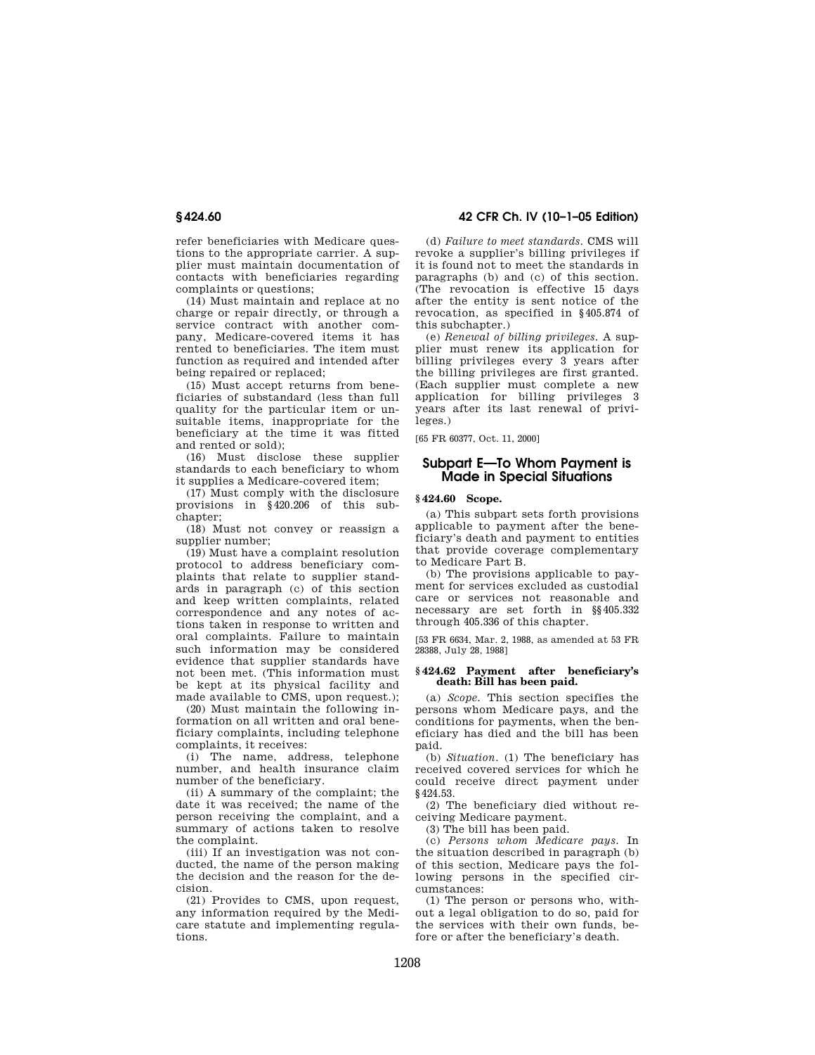refer beneficiaries with Medicare questions to the appropriate carrier. A supplier must maintain documentation of contacts with beneficiaries regarding complaints or questions;

(14) Must maintain and replace at no charge or repair directly, or through a service contract with another company, Medicare-covered items it has rented to beneficiaries. The item must function as required and intended after being repaired or replaced;

(15) Must accept returns from beneficiaries of substandard (less than full quality for the particular item or unsuitable items, inappropriate for the beneficiary at the time it was fitted and rented or sold);

(16) Must disclose these supplier standards to each beneficiary to whom it supplies a Medicare-covered item;

(17) Must comply with the disclosure provisions in §420.206 of this subchapter;

(18) Must not convey or reassign a supplier number;

(19) Must have a complaint resolution protocol to address beneficiary complaints that relate to supplier standards in paragraph (c) of this section and keep written complaints, related correspondence and any notes of actions taken in response to written and oral complaints. Failure to maintain such information may be considered evidence that supplier standards have not been met. (This information must be kept at its physical facility and made available to CMS, upon request.);

(20) Must maintain the following information on all written and oral beneficiary complaints, including telephone complaints, it receives:

(i) The name, address, telephone number, and health insurance claim number of the beneficiary.

(ii) A summary of the complaint; the date it was received; the name of the person receiving the complaint, and a summary of actions taken to resolve the complaint.

(iii) If an investigation was not conducted, the name of the person making the decision and the reason for the decision.

(21) Provides to CMS, upon request, any information required by the Medicare statute and implementing regulations.

(d) *Failure to meet standards.* CMS will revoke a supplier's billing privileges if it is found not to meet the standards in paragraphs (b) and (c) of this section. (The revocation is effective 15 days after the entity is sent notice of the revocation, as specified in §405.874 of this subchapter.)

(e) *Renewal of billing privileges.* A supplier must renew its application for billing privileges every 3 years after the billing privileges are first granted. (Each supplier must complete a new application for billing privileges 3 years after its last renewal of privileges.)

[65 FR 60377, Oct. 11, 2000]

## Subpart E—To Whom Payment is Made in Special Situations

### §424.60 Scope.

(a) This subpart sets forth provisions applicable to payment after the beneficiary's death and payment to entities that provide coverage complementary to Medicare Part B.

(b) The provisions applicable to payment for services excluded as custodial care or services not reasonable and necessary are set forth in §§405.332 through 405.336 of this chapter.

[53 FR 6634, Mar. 2, 1988, as amended at 53 FR 28388, July 28, 1988]

### §424.62 Payment after beneficiary's death: Bill has been paid.

(a) *Scope.* This section specifies the persons whom Medicare pays, and the conditions for payments, when the beneficiary has died and the bill has been paid.

(b) *Situation.* (1) The beneficiary has received covered services for which he could receive direct payment under §424.53.

(2) The beneficiary died without receiving Medicare payment.

(3) The bill has been paid.

(c) *Persons whom Medicare pays.* In the situation described in paragraph (b) of this section, Medicare pays the following persons in the specified circumstances:

(1) The person or persons who, without a legal obligation to do so, paid for the services with their own funds, before or after the beneficiary's death.